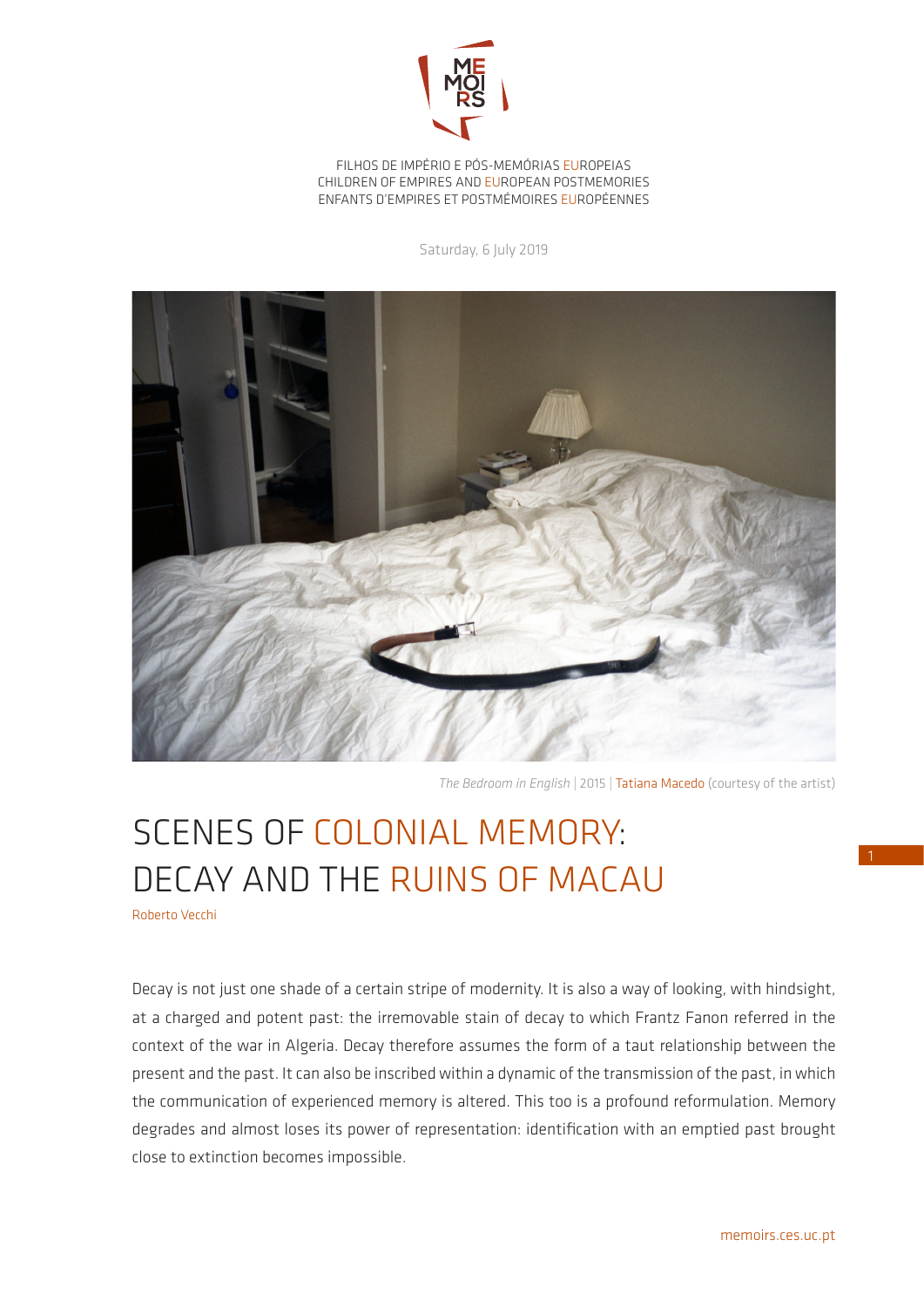FILHOS DE IMPÉRIO E PÓS-MEMÓRIAS EUROPEIAS
CHILDREN OF EMPIRES AND EUROPEAN POSTMEMORIES
ENFANTS D'EMPIRES ET POSTMÉMOIRES EUROPÉENNES

Saturday, 6 July 2019

*The Bedroom in English* | 2015 | Tatiana Macedo (courtesy of the artist)

# SCENES OF COLONIAL MEMORY: DECAY AND THE RUINS OF MACAU

Roberto Vecchi

Decay is not just one shade of a certain stripe of modernity. It is also a way of looking, with hindsight, at a charged and potent past: the irremovable stain of decay to which Frantz Fanon referred in the context of the war in Algeria. Decay therefore assumes the form of a taut relationship between the present and the past. It can also be inscribed within a dynamic of the transmission of the past, in which the communication of experienced memory is altered. This too is a profound reformulation. Memory degrades and almost loses its power of representation: identification with an emptied past brought close to extinction becomes impossible.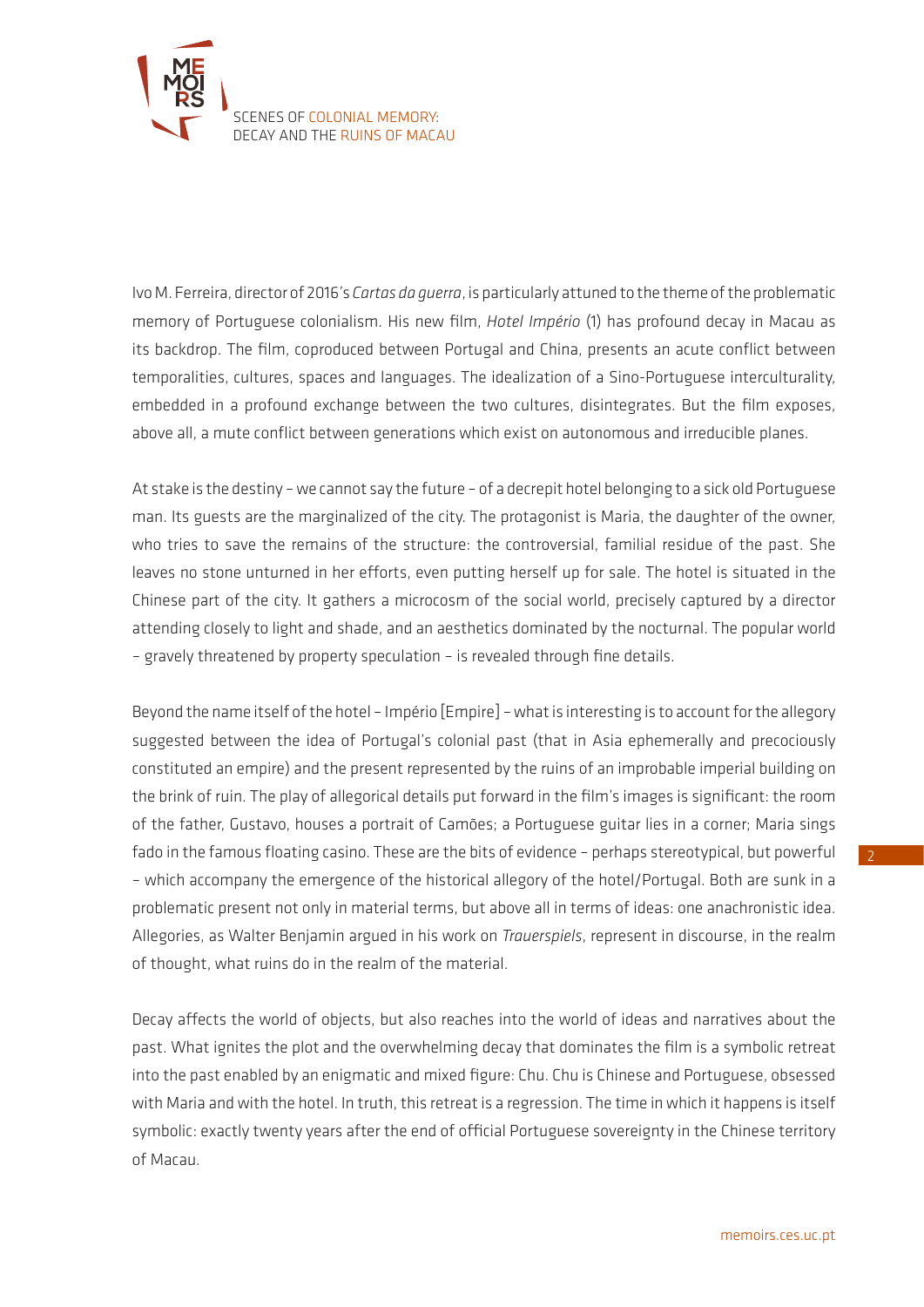Ivo M. Ferreira, director of 2016's *Cartas da guerra*, is particularly attuned to the theme of the problematic memory of Portuguese colonialism. His new film, *Hotel Império* (1) has profound decay in Macau as its backdrop. The film, coproduced between Portugal and China, presents an acute conflict between temporalities, cultures, spaces and languages. The idealization of a Sino-Portuguese interculturality, embedded in a profound exchange between the two cultures, disintegrates. But the film exposes, above all, a mute conflict between generations which exist on autonomous and irreducible planes.

At stake is the destiny – we cannot say the future – of a decrepit hotel belonging to a sick old Portuguese man. Its guests are the marginalized of the city. The protagonist is Maria, the daughter of the owner, who tries to save the remains of the structure: the controversial, familial residue of the past. She leaves no stone unturned in her efforts, even putting herself up for sale. The hotel is situated in the Chinese part of the city. It gathers a microcosm of the social world, precisely captured by a director attending closely to light and shade, and an aesthetics dominated by the nocturnal. The popular world – gravely threatened by property speculation – is revealed through fine details.

Beyond the name itself of the hotel – Império [Empire] – what is interesting is to account for the allegory suggested between the idea of Portugal's colonial past (that in Asia ephemerally and precociously constituted an empire) and the present represented by the ruins of an improbable imperial building on the brink of ruin. The play of allegorical details put forward in the film's images is significant: the room of the father, Gustavo, houses a portrait of Camões; a Portuguese guitar lies in a corner; Maria sings fado in the famous floating casino. These are the bits of evidence – perhaps stereotypical, but powerful – which accompany the emergence of the historical allegory of the hotel/Portugal. Both are sunk in a problematic present not only in material terms, but above all in terms of ideas: one anachronistic idea. Allegories, as Walter Benjamin argued in his work on *Trauerspiels*, represent in discourse, in the realm of thought, what ruins do in the realm of the material.

Decay affects the world of objects, but also reaches into the world of ideas and narratives about the past. What ignites the plot and the overwhelming decay that dominates the film is a symbolic retreat into the past enabled by an enigmatic and mixed figure: Chu. Chu is Chinese and Portuguese, obsessed with Maria and with the hotel. In truth, this retreat is a regression. The time in which it happens is itself symbolic: exactly twenty years after the end of official Portuguese sovereignty in the Chinese territory of Macau.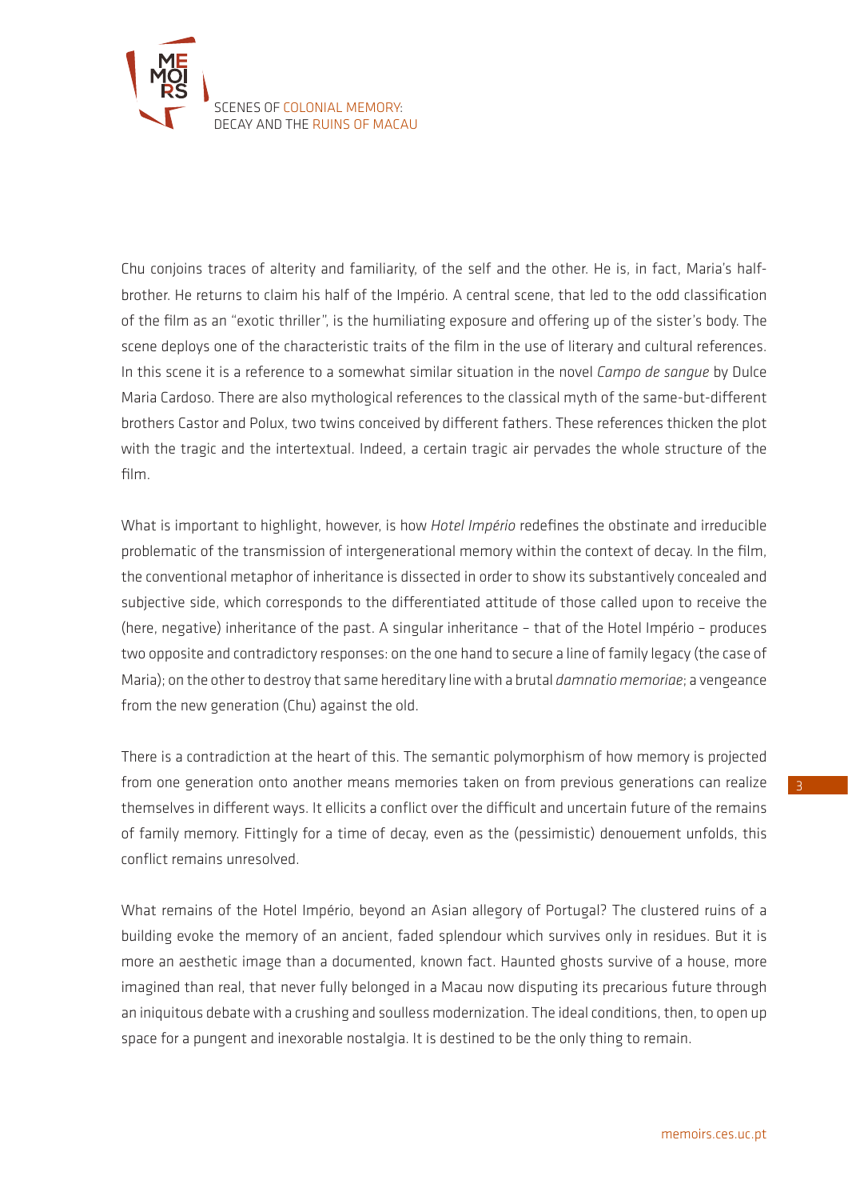Chu conjoins traces of alterity and familiarity, of the self and the other. He is, in fact, Maria's half-brother. He returns to claim his half of the Império. A central scene, that led to the odd classification of the film as an "exotic thriller", is the humiliating exposure and offering up of the sister's body. The scene deploys one of the characteristic traits of the film in the use of literary and cultural references. In this scene it is a reference to a somewhat similar situation in the novel *Campo de sangue* by Dulce Maria Cardoso. There are also mythological references to the classical myth of the same-but-different brothers Castor and Polux, two twins conceived by different fathers. These references thicken the plot with the tragic and the intertextual. Indeed, a certain tragic air pervades the whole structure of the film.

What is important to highlight, however, is how *Hotel Império* redefines the obstinate and irreducible problematic of the transmission of intergenerational memory within the context of decay. In the film, the conventional metaphor of inheritance is dissected in order to show its substantively concealed and subjective side, which corresponds to the differentiated attitude of those called upon to receive the (here, negative) inheritance of the past. A singular inheritance – that of the Hotel Império – produces two opposite and contradictory responses: on the one hand to secure a line of family legacy (the case of Maria); on the other to destroy that same hereditary line with a brutal *damnatio memoriae*; a vengeance from the new generation (Chu) against the old.

There is a contradiction at the heart of this. The semantic polymorphism of how memory is projected from one generation onto another means memories taken on from previous generations can realize themselves in different ways. It ellicits a conflict over the difficult and uncertain future of the remains of family memory. Fittingly for a time of decay, even as the (pessimistic) denouement unfolds, this conflict remains unresolved.

What remains of the Hotel Império, beyond an Asian allegory of Portugal? The clustered ruins of a building evoke the memory of an ancient, faded splendour which survives only in residues. But it is more an aesthetic image than a documented, known fact. Haunted ghosts survive of a house, more imagined than real, that never fully belonged in a Macau now disputing its precarious future through an iniquitous debate with a crushing and soulless modernization. The ideal conditions, then, to open up space for a pungent and inexorable nostalgia. It is destined to be the only thing to remain.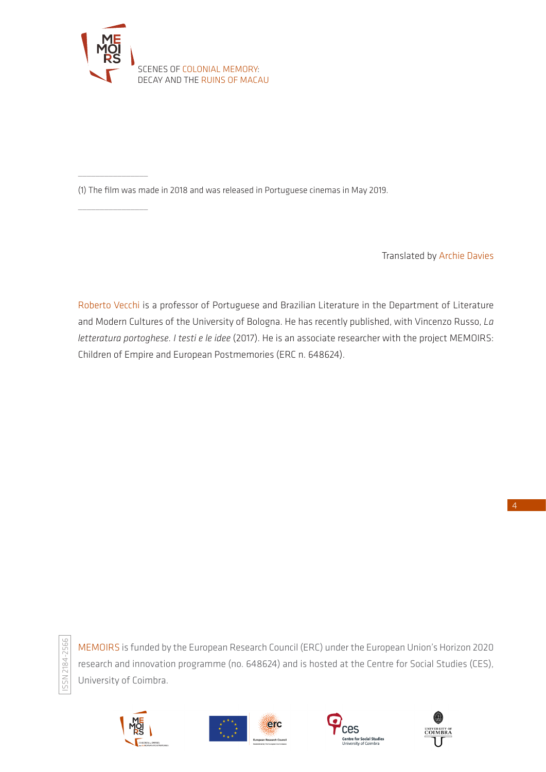(1) The film was made in 2018 and was released in Portuguese cinemas in May 2019.

Translated by Archie Davies

Roberto Vecchi is a professor of Portuguese and Brazilian Literature in the Department of Literature and Modern Cultures of the University of Bologna. He has recently published, with Vincenzo Russo, *La letteratura portoghese. I testi e le idee* (2017). He is an associate researcher with the project MEMOIRS: Children of Empire and European Postmemories (ERC n. 648624).

MEMOIRS is funded by the European Research Council (ERC) under the European Union's Horizon 2020 research and innovation programme (no. 648624) and is hosted at the Centre for Social Studies (CES), University of Coimbra.